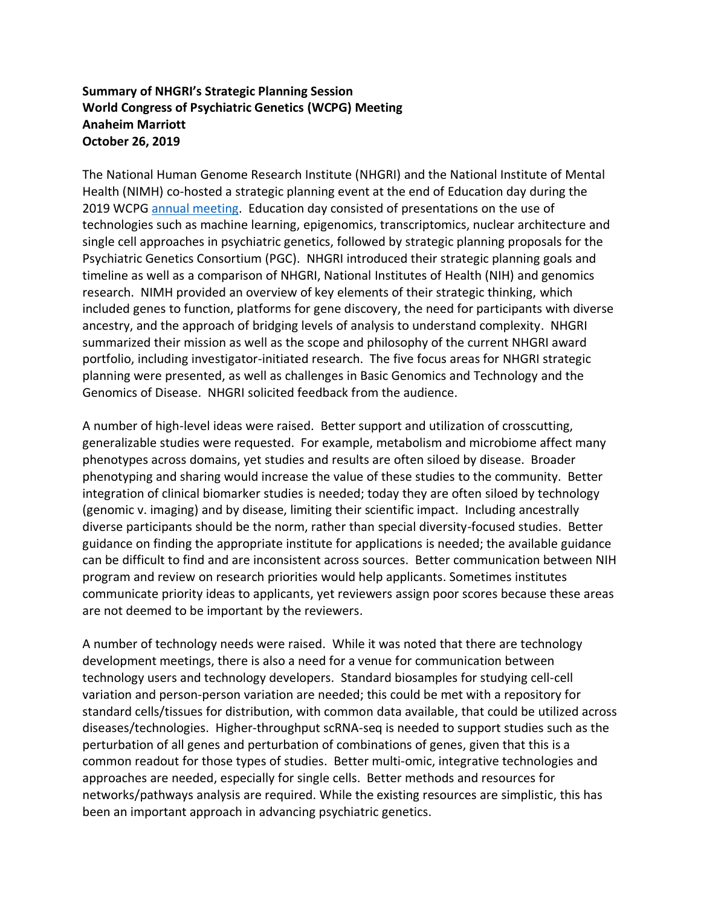**Summary of NHGRI's Strategic Planning Session**
**World Congress of Psychiatric Genetics (WCPG) Meeting**
**Anaheim Marriott**
**October 26, 2019**

The National Human Genome Research Institute (NHGRI) and the National Institute of Mental Health (NIMH) co-hosted a strategic planning event at the end of Education day during the 2019 WCPG [annual meeting](). Education day consisted of presentations on the use of technologies such as machine learning, epigenomics, transcriptomics, nuclear architecture and single cell approaches in psychiatric genetics, followed by strategic planning proposals for the Psychiatric Genetics Consortium (PGC). NHGRI introduced their strategic planning goals and timeline as well as a comparison of NHGRI, National Institutes of Health (NIH) and genomics research. NIMH provided an overview of key elements of their strategic thinking, which included genes to function, platforms for gene discovery, the need for participants with diverse ancestry, and the approach of bridging levels of analysis to understand complexity. NHGRI summarized their mission as well as the scope and philosophy of the current NHGRI award portfolio, including investigator-initiated research. The five focus areas for NHGRI strategic planning were presented, as well as challenges in Basic Genomics and Technology and the Genomics of Disease. NHGRI solicited feedback from the audience.

A number of high-level ideas were raised. Better support and utilization of crosscutting, generalizable studies were requested. For example, metabolism and microbiome affect many phenotypes across domains, yet studies and results are often siloed by disease. Broader phenotyping and sharing would increase the value of these studies to the community. Better integration of clinical biomarker studies is needed; today they are often siloed by technology (genomic v. imaging) and by disease, limiting their scientific impact. Including ancestrally diverse participants should be the norm, rather than special diversity-focused studies. Better guidance on finding the appropriate institute for applications is needed; the available guidance can be difficult to find and are inconsistent across sources. Better communication between NIH program and review on research priorities would help applicants. Sometimes institutes communicate priority ideas to applicants, yet reviewers assign poor scores because these areas are not deemed to be important by the reviewers.

A number of technology needs were raised. While it was noted that there are technology development meetings, there is also a need for a venue for communication between technology users and technology developers. Standard biosamples for studying cell-cell variation and person-person variation are needed; this could be met with a repository for standard cells/tissues for distribution, with common data available, that could be utilized across diseases/technologies. Higher-throughput scRNA-seq is needed to support studies such as the perturbation of all genes and perturbation of combinations of genes, given that this is a common readout for those types of studies. Better multi-omic, integrative technologies and approaches are needed, especially for single cells. Better methods and resources for networks/pathways analysis are required. While the existing resources are simplistic, this has been an important approach in advancing psychiatric genetics.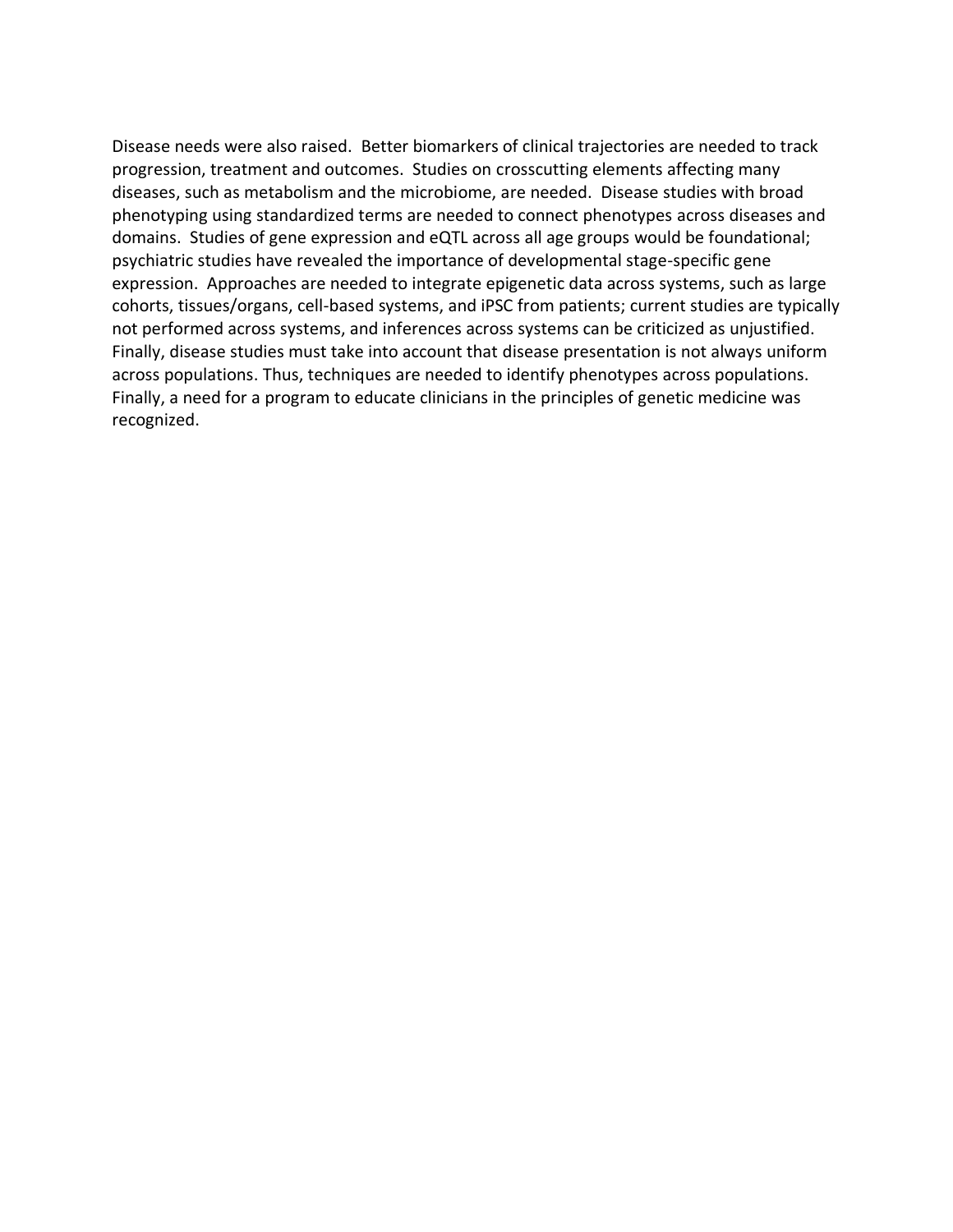Disease needs were also raised. Better biomarkers of clinical trajectories are needed to track progression, treatment and outcomes. Studies on crosscutting elements affecting many diseases, such as metabolism and the microbiome, are needed. Disease studies with broad phenotyping using standardized terms are needed to connect phenotypes across diseases and domains. Studies of gene expression and eQTL across all age groups would be foundational; psychiatric studies have revealed the importance of developmental stage-specific gene expression. Approaches are needed to integrate epigenetic data across systems, such as large cohorts, tissues/organs, cell-based systems, and iPSC from patients; current studies are typically not performed across systems, and inferences across systems can be criticized as unjustified. Finally, disease studies must take into account that disease presentation is not always uniform across populations. Thus, techniques are needed to identify phenotypes across populations. Finally, a need for a program to educate clinicians in the principles of genetic medicine was recognized.